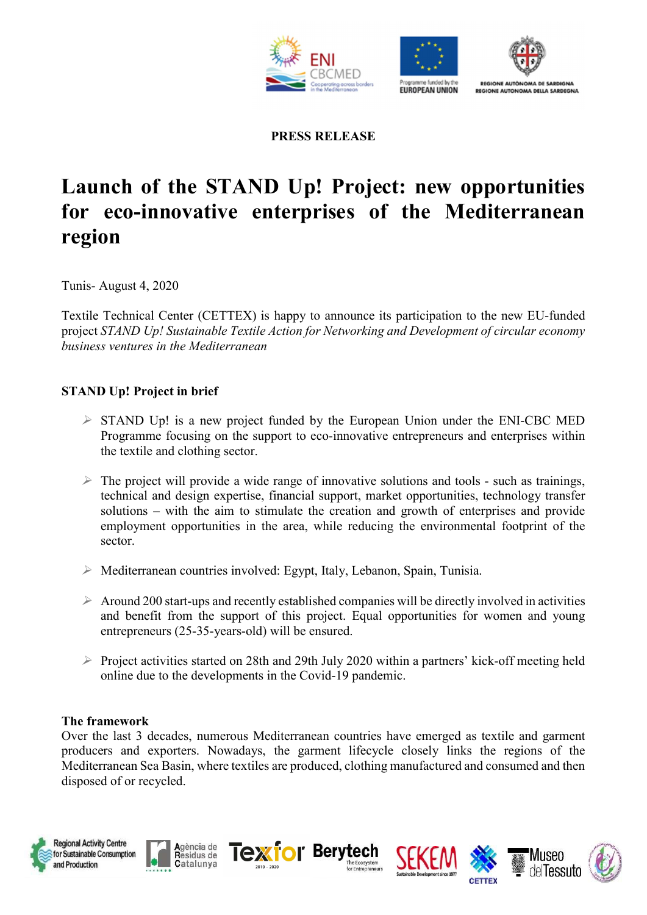**PRESS RELEASE**

# Launch of the STAND Up! Project: new opportunities for eco-innovative enterprises of the Mediterranean region

Tunis- August 4, 2020

Textile Technical Center (CETTEX) is happy to announce its participation to the new EU-funded project *STAND Up! Sustainable Textile Action for Networking and Development of circular economy business ventures in the Mediterranean*

**STAND Up! Project in brief**

- STAND Up! is a new project funded by the European Union under the ENI-CBC MED Programme focusing on the support to eco-innovative entrepreneurs and enterprises within the textile and clothing sector.
- The project will provide a wide range of innovative solutions and tools - such as trainings, technical and design expertise, financial support, market opportunities, technology transfer solutions – with the aim to stimulate the creation and growth of enterprises and provide employment opportunities in the area, while reducing the environmental footprint of the sector.
- Mediterranean countries involved: Egypt, Italy, Lebanon, Spain, Tunisia.
- Around 200 start-ups and recently established companies will be directly involved in activities and benefit from the support of this project. Equal opportunities for women and young entrepreneurs (25-35-years-old) will be ensured.
- Project activities started on 28th and 29th July 2020 within a partners' kick-off meeting held online due to the developments in the Covid-19 pandemic.

**The framework**

Over the last 3 decades, numerous Mediterranean countries have emerged as textile and garment producers and exporters. Nowadays, the garment lifecycle closely links the regions of the Mediterranean Sea Basin, where textiles are produced, clothing manufactured and consumed and then disposed of or recycled.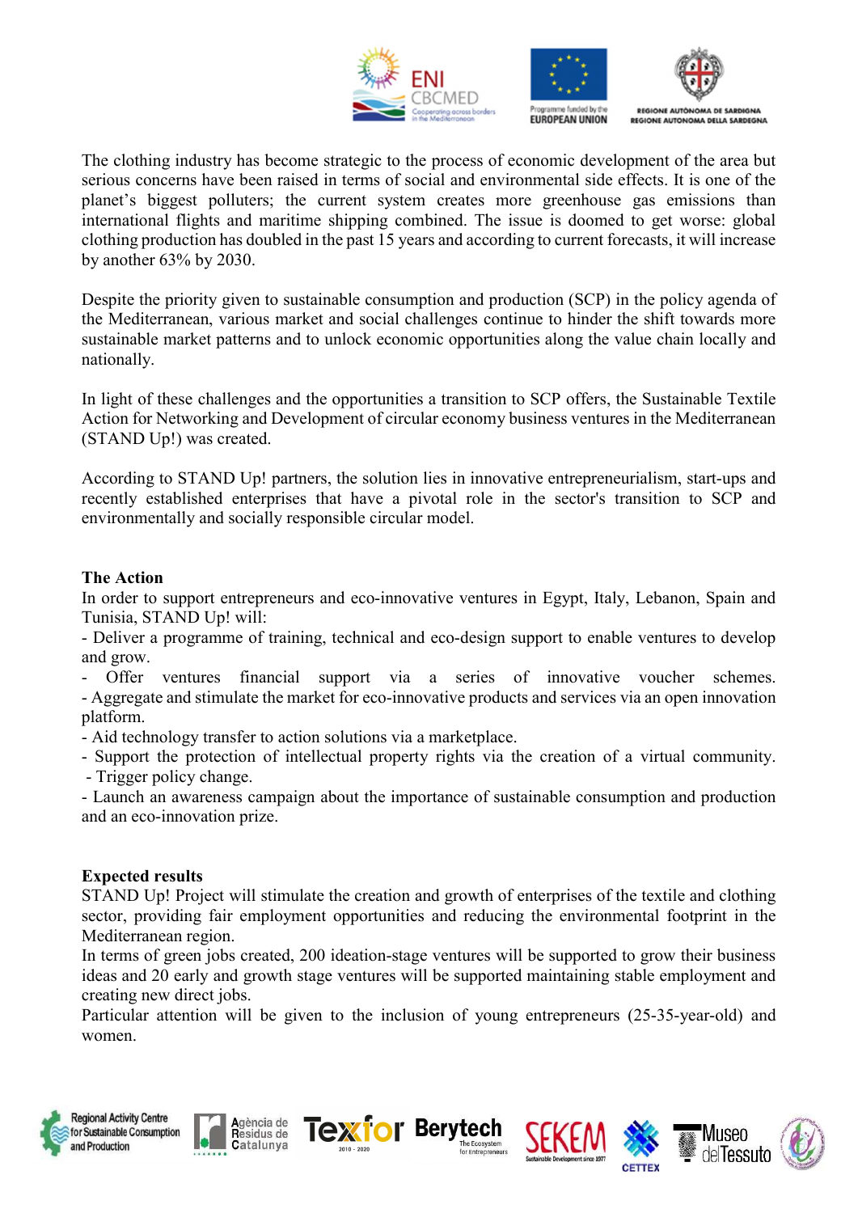The clothing industry has become strategic to the process of economic development of the area but serious concerns have been raised in terms of social and environmental side effects. It is one of the planet's biggest polluters; the current system creates more greenhouse gas emissions than international flights and maritime shipping combined. The issue is doomed to get worse: global clothing production has doubled in the past 15 years and according to current forecasts, it will increase by another 63% by 2030.

Despite the priority given to sustainable consumption and production (SCP) in the policy agenda of the Mediterranean, various market and social challenges continue to hinder the shift towards more sustainable market patterns and to unlock economic opportunities along the value chain locally and nationally.

In light of these challenges and the opportunities a transition to SCP offers, the Sustainable Textile Action for Networking and Development of circular economy business ventures in the Mediterranean (STAND Up!) was created.

According to STAND Up! partners, the solution lies in innovative entrepreneurialism, start-ups and recently established enterprises that have a pivotal role in the sector's transition to SCP and environmentally and socially responsible circular model.

**The Action**

In order to support entrepreneurs and eco-innovative ventures in Egypt, Italy, Lebanon, Spain and Tunisia, STAND Up! will:

- Deliver a programme of training, technical and eco-design support to enable ventures to develop and grow.
- Offer ventures financial support via a series of innovative voucher schemes.
- Aggregate and stimulate the market for eco-innovative products and services via an open innovation platform.
- Aid technology transfer to action solutions via a marketplace.
- Support the protection of intellectual property rights via the creation of a virtual community.
- Trigger policy change.
- Launch an awareness campaign about the importance of sustainable consumption and production and an eco-innovation prize.

**Expected results**

STAND Up! Project will stimulate the creation and growth of enterprises of the textile and clothing sector, providing fair employment opportunities and reducing the environmental footprint in the Mediterranean region.

In terms of green jobs created, 200 ideation-stage ventures will be supported to grow their business ideas and 20 early and growth stage ventures will be supported maintaining stable employment and creating new direct jobs.

Particular attention will be given to the inclusion of young entrepreneurs (25-35-year-old) and women.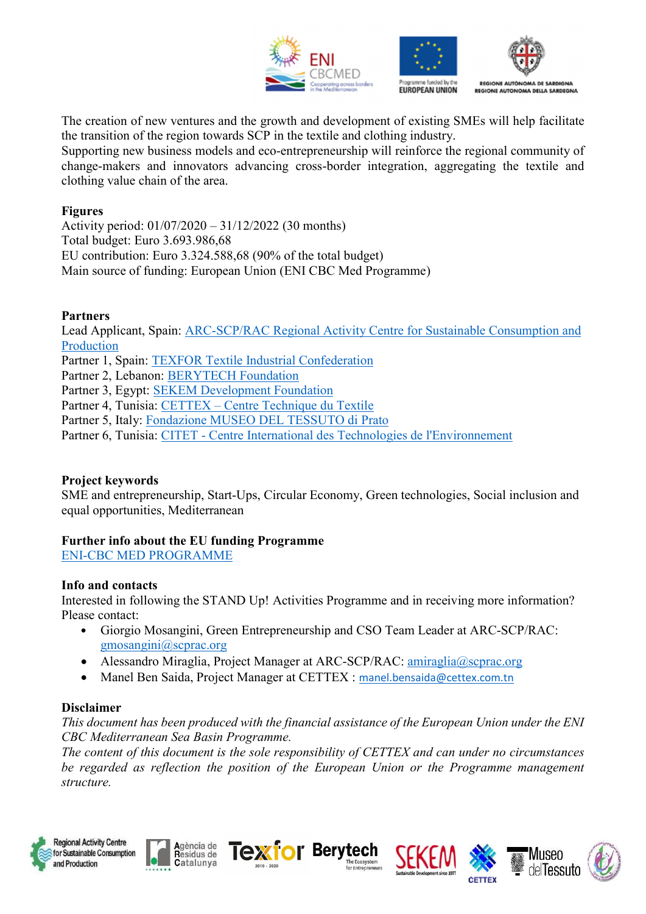The creation of new ventures and the growth and development of existing SMEs will help facilitate the transition of the region towards SCP in the textile and clothing industry.
Supporting new business models and eco-entrepreneurship will reinforce the regional community of change-makers and innovators advancing cross-border integration, aggregating the textile and clothing value chain of the area.

**Figures**
Activity period: 01/07/2020 – 31/12/2022 (30 months)
Total budget: Euro 3.693.986,68
EU contribution: Euro 3.324.588,68 (90% of the total budget)
Main source of funding: European Union (ENI CBC Med Programme)

**Partners**
Lead Applicant, Spain: ARC-SCP/RAC Regional Activity Centre for Sustainable Consumption and Production
Partner 1, Spain: TEXFOR Textile Industrial Confederation
Partner 2, Lebanon: BERYTECH Foundation
Partner 3, Egypt: SEKEM Development Foundation
Partner 4, Tunisia: CETTEX – Centre Technique du Textile
Partner 5, Italy: Fondazione MUSEO DEL TESSUTO di Prato
Partner 6, Tunisia: CITET - Centre International des Technologies de l'Environnement

**Project keywords**
SME and entrepreneurship, Start-Ups, Circular Economy, Green technologies, Social inclusion and equal opportunities, Mediterranean

**Further info about the EU funding Programme**
ENI-CBC MED PROGRAMME

**Info and contacts**
Interested in following the STAND Up! Activities Programme and in receiving more information? Please contact:

- Giorgio Mosangini, Green Entrepreneurship and CSO Team Leader at ARC-SCP/RAC: gmosangini@scprac.org
- Alessandro Miraglia, Project Manager at ARC-SCP/RAC: amiraglia@scprac.org
- Manel Ben Saida, Project Manager at CETTEX : manel.bensaida@cettex.com.tn

**Disclaimer**
*This document has been produced with the financial assistance of the European Union under the ENI CBC Mediterranean Sea Basin Programme.*
*The content of this document is the sole responsibility of CETTEX and can under no circumstances be regarded as reflection the position of the European Union or the Programme management structure.*